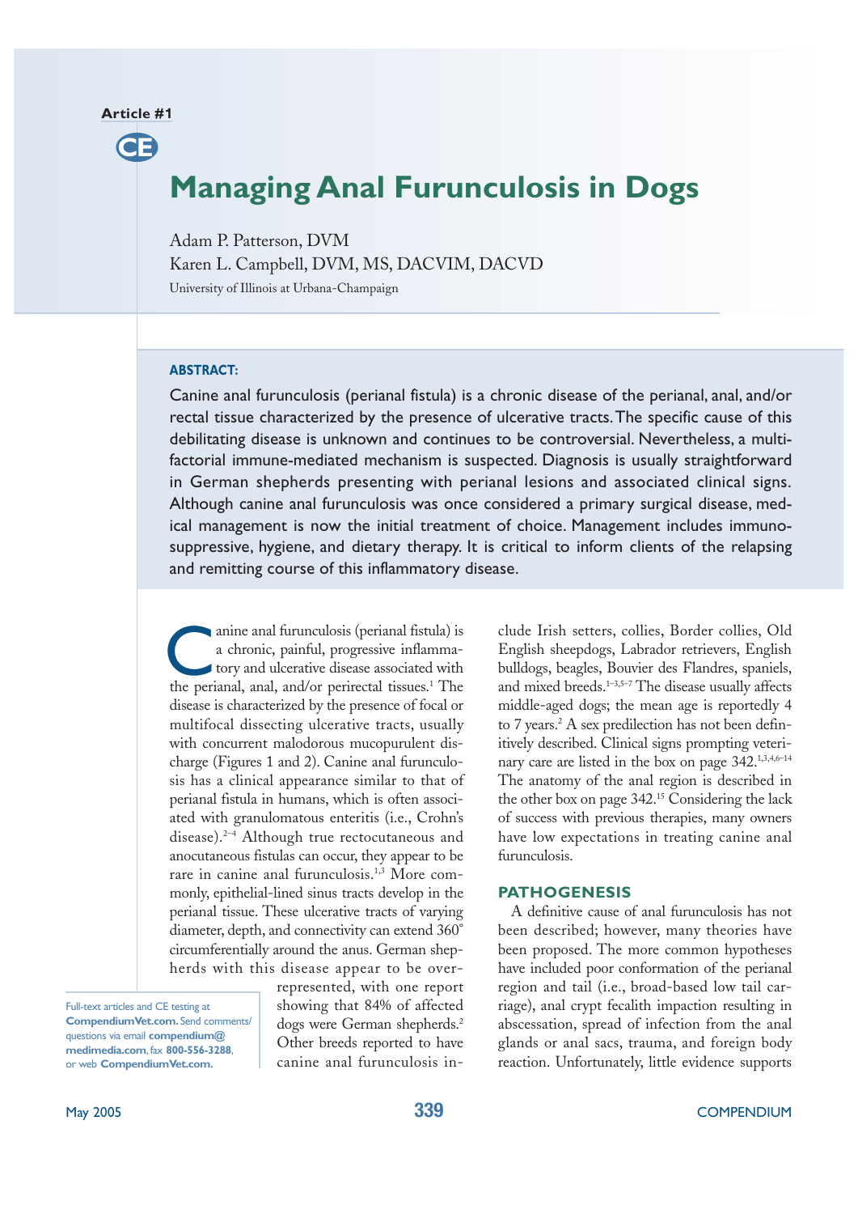Article #1

CE

# Managing Anal Furunculosis in Dogs

Adam P. Patterson, DVM
Karen L. Campbell, DVM, MS, DACVIM, DACVD
University of Illinois at Urbana-Champaign

**ABSTRACT:**

Canine anal furunculosis (perianal fistula) is a chronic disease of the perianal, anal, and/or rectal tissue characterized by the presence of ulcerative tracts. The specific cause of this debilitating disease is unknown and continues to be controversial. Nevertheless, a multifactorial immune-mediated mechanism is suspected. Diagnosis is usually straightforward in German shepherds presenting with perianal lesions and associated clinical signs. Although canine anal furunculosis was once considered a primary surgical disease, medical management is now the initial treatment of choice. Management includes immunosuppressive, hygiene, and dietary therapy. It is critical to inform clients of the relapsing and remitting course of this inflammatory disease.

Canine anal furunculosis (perianal fistula) is a chronic, painful, progressive inflammatory and ulcerative disease associated with the perianal, anal, and/or perirectal tissues.[1] The disease is characterized by the presence of focal or multifocal dissecting ulcerative tracts, usually with concurrent malodorous mucopurulent discharge (Figures 1 and 2). Canine anal furunculosis has a clinical appearance similar to that of perianal fistula in humans, which is often associated with granulomatous enteritis (i.e., Crohn's disease).[2–4] Although true rectocutaneous and anocutaneous fistulas can occur, they appear to be rare in canine anal furunculosis.[1,3] More commonly, epithelial-lined sinus tracts develop in the perianal tissue. These ulcerative tracts of varying diameter, depth, and connectivity can extend 360° circumferentially around the anus. German shepherds with this disease appear to be overrepresented, with one report showing that 84% of affected dogs were German shepherds.[2] Other breeds reported to have canine anal furunculosis include Irish setters, collies, Border collies, Old English sheepdogs, Labrador retrievers, English bulldogs, beagles, Bouvier des Flandres, spaniels, and mixed breeds.[1–3,5–7] The disease usually affects middle-aged dogs; the mean age is reportedly 4 to 7 years.[2] A sex predilection has not been definitively described. Clinical signs prompting veterinary care are listed in the box on page 342.[1,3,4,6–14] The anatomy of the anal region is described in the other box on page 342.[15] Considering the lack of success with previous therapies, many owners have low expectations in treating canine anal furunculosis.

Full-text articles and CE testing at **CompendiumVet.com.** Send comments/questions via email **compendium@medimedia.com**, fax **800-556-3288**, or web **CompendiumVet.com.**

## PATHOGENESIS

A definitive cause of anal furunculosis has not been described; however, many theories have been proposed. The more common hypotheses have included poor conformation of the perianal region and tail (i.e., broad-based low tail carriage), anal crypt fecalith impaction resulting in abscessation, spread of infection from the anal glands or anal sacs, trauma, and foreign body reaction. Unfortunately, little evidence supports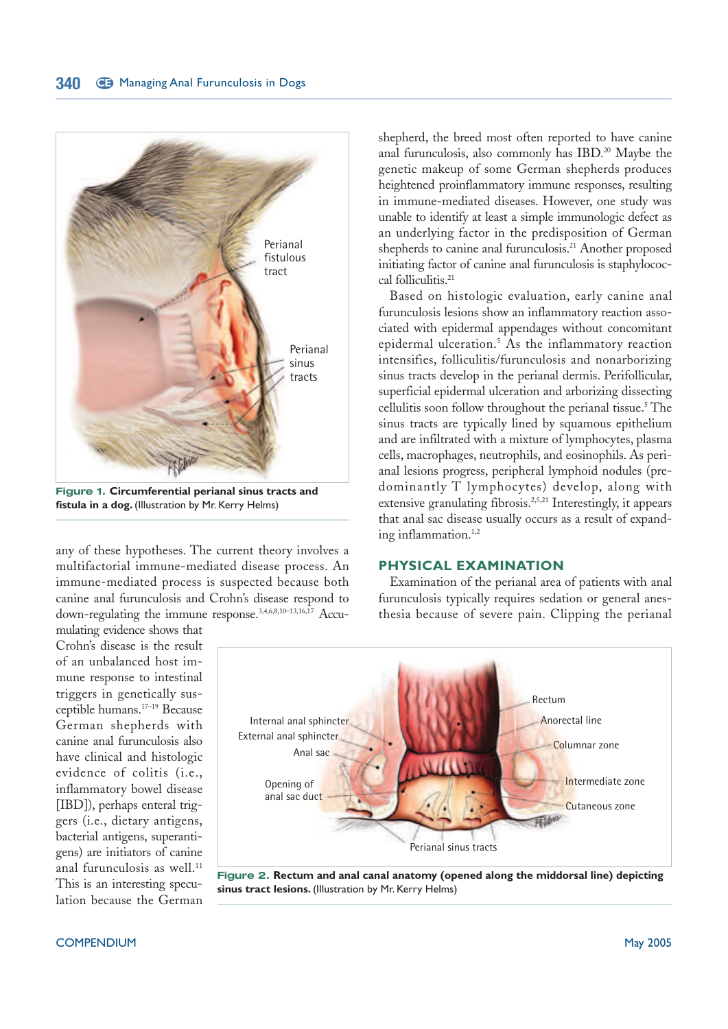**Figure 1. Circumferential perianal sinus tracts and fistula in a dog.** (Illustration by Mr. Kerry Helms)

any of these hypotheses. The current theory involves a multifactorial immune-mediated disease process. An immune-mediated process is suspected because both canine anal furunculosis and Crohn's disease respond to down-regulating the immune response.[3,4,6,8,10–13,16,17] Accumulating evidence shows that Crohn's disease is the result of an unbalanced host immune response to intestinal triggers in genetically susceptible humans.[17–19] Because German shepherds with canine anal furunculosis also have clinical and histologic evidence of colitis (i.e., inflammatory bowel disease [IBD]), perhaps enteral triggers (i.e., dietary antigens, bacterial antigens, superantigens) are initiators of canine anal furunculosis as well.[11] This is an interesting speculation because the German shepherd, the breed most often reported to have canine anal furunculosis, also commonly has IBD.[20] Maybe the genetic makeup of some German shepherds produces heightened proinflammatory immune responses, resulting in immune-mediated diseases. However, one study was unable to identify at least a simple immunologic defect as an underlying factor in the predisposition of German shepherds to canine anal furunculosis.[21] Another proposed initiating factor of canine anal furunculosis is staphylococcal folliculitis.[21]

Based on histologic evaluation, early canine anal furunculosis lesions show an inflammatory reaction associated with epidermal appendages without concomitant epidermal ulceration.[5] As the inflammatory reaction intensifies, folliculitis/furunculosis and nonarborizing sinus tracts develop in the perianal dermis. Perifollicular, superficial epidermal ulceration and arborizing dissecting cellulitis soon follow throughout the perianal tissue.[5] The sinus tracts are typically lined by squamous epithelium and are infiltrated with a mixture of lymphocytes, plasma cells, macrophages, neutrophils, and eosinophils. As perianal lesions progress, peripheral lymphoid nodules (predominantly T lymphocytes) develop, along with extensive granulating fibrosis.[2,5,21] Interestingly, it appears that anal sac disease usually occurs as a result of expanding inflammation.[1,2]

## PHYSICAL EXAMINATION

Examination of the perianal area of patients with anal furunculosis typically requires sedation or general anesthesia because of severe pain. Clipping the perianal

**Figure 2. Rectum and anal canal anatomy (opened along the middorsal line) depicting sinus tract lesions.** (Illustration by Mr. Kerry Helms)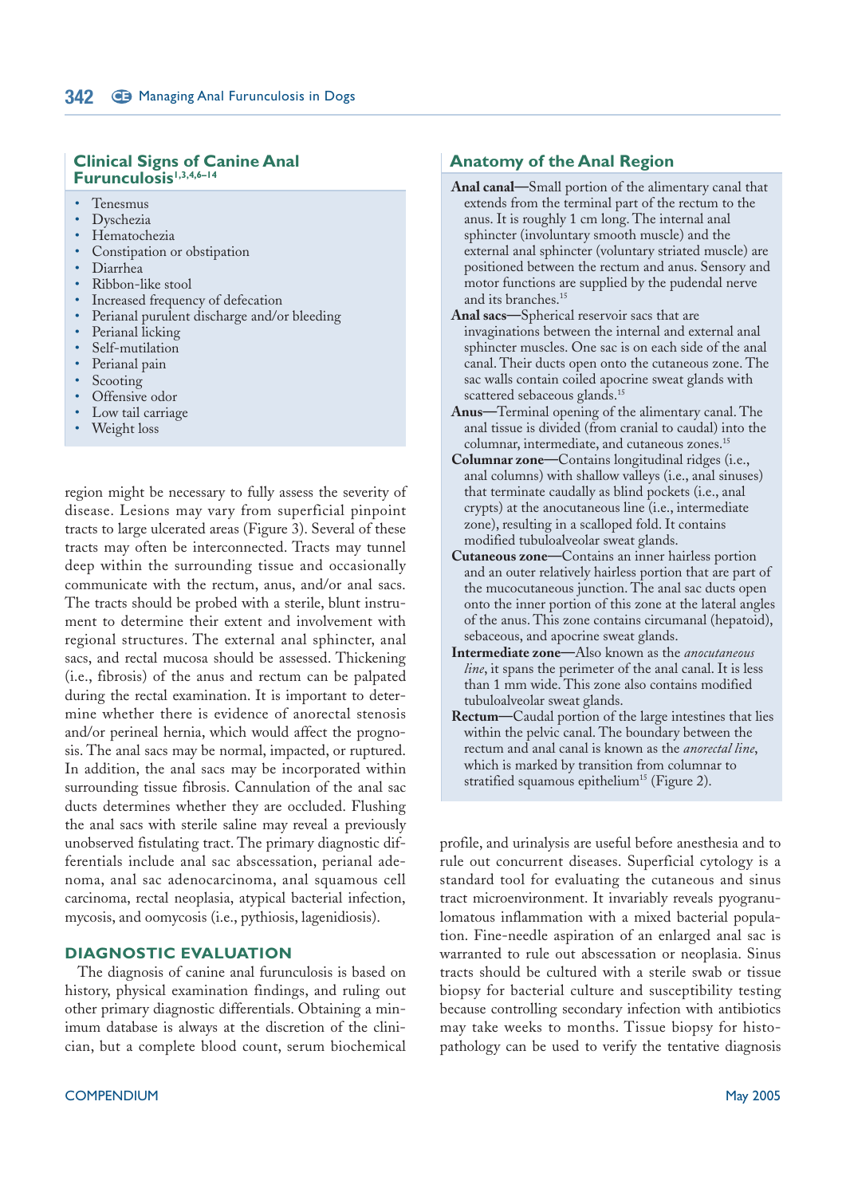## Clinical Signs of Canine Anal Furunculosis[1,3,4,6–14]

- Tenesmus
- Dyschezia
- Hematochezia
- Constipation or obstipation
- Diarrhea
- Ribbon-like stool
- Increased frequency of defecation
- Perianal purulent discharge and/or bleeding
- Perianal licking
- Self-mutilation
- Perianal pain
- Scooting
- Offensive odor
- Low tail carriage
- Weight loss

region might be necessary to fully assess the severity of disease. Lesions may vary from superficial pinpoint tracts to large ulcerated areas (Figure 3). Several of these tracts may often be interconnected. Tracts may tunnel deep within the surrounding tissue and occasionally communicate with the rectum, anus, and/or anal sacs. The tracts should be probed with a sterile, blunt instrument to determine their extent and involvement with regional structures. The external anal sphincter, anal sacs, and rectal mucosa should be assessed. Thickening (i.e., fibrosis) of the anus and rectum can be palpated during the rectal examination. It is important to determine whether there is evidence of anorectal stenosis and/or perineal hernia, which would affect the prognosis. The anal sacs may be normal, impacted, or ruptured. In addition, the anal sacs may be incorporated within surrounding tissue fibrosis. Cannulation of the anal sac ducts determines whether they are occluded. Flushing the anal sacs with sterile saline may reveal a previously unobserved fistulating tract. The primary diagnostic differentials include anal sac abscessation, perianal adenoma, anal sac adenocarcinoma, anal squamous cell carcinoma, rectal neoplasia, atypical bacterial infection, mycosis, and oomycosis (i.e., pythiosis, lagenidiosis).

## DIAGNOSTIC EVALUATION

The diagnosis of canine anal furunculosis is based on history, physical examination findings, and ruling out other primary diagnostic differentials. Obtaining a minimum database is always at the discretion of the clinician, but a complete blood count, serum biochemical profile, and urinalysis are useful before anesthesia and to rule out concurrent diseases. Superficial cytology is a standard tool for evaluating the cutaneous and sinus tract microenvironment. It invariably reveals pyogranulomatous inflammation with a mixed bacterial population. Fine-needle aspiration of an enlarged anal sac is warranted to rule out abscessation or neoplasia. Sinus tracts should be cultured with a sterile swab or tissue biopsy for bacterial culture and susceptibility testing because controlling secondary infection with antibiotics may take weeks to months. Tissue biopsy for histopathology can be used to verify the tentative diagnosis

## Anatomy of the Anal Region

**Anal canal**—Small portion of the alimentary canal that extends from the terminal part of the rectum to the anus. It is roughly 1 cm long. The internal anal sphincter (involuntary smooth muscle) and the external anal sphincter (voluntary striated muscle) are positioned between the rectum and anus. Sensory and motor functions are supplied by the pudendal nerve and its branches.[15]

**Anal sacs**—Spherical reservoir sacs that are invaginations between the internal and external anal sphincter muscles. One sac is on each side of the anal canal. Their ducts open onto the cutaneous zone. The sac walls contain coiled apocrine sweat glands with scattered sebaceous glands.[15]

**Anus**—Terminal opening of the alimentary canal. The anal tissue is divided (from cranial to caudal) into the columnar, intermediate, and cutaneous zones.[15]

**Columnar zone**—Contains longitudinal ridges (i.e., anal columns) with shallow valleys (i.e., anal sinuses) that terminate caudally as blind pockets (i.e., anal crypts) at the anocutaneous line (i.e., intermediate zone), resulting in a scalloped fold. It contains modified tubuloalveolar sweat glands.

**Cutaneous zone**—Contains an inner hairless portion and an outer relatively hairless portion that are part of the mucocutaneous junction. The anal sac ducts open onto the inner portion of this zone at the lateral angles of the anus. This zone contains circumanal (hepatoid), sebaceous, and apocrine sweat glands.

**Intermediate zone**—Also known as the *anocutaneous line*, it spans the perimeter of the anal canal. It is less than 1 mm wide. This zone also contains modified tubuloalveolar sweat glands.

**Rectum**—Caudal portion of the large intestines that lies within the pelvic canal. The boundary between the rectum and anal canal is known as the *anorectal line*, which is marked by transition from columnar to stratified squamous epithelium[15] (Figure 2).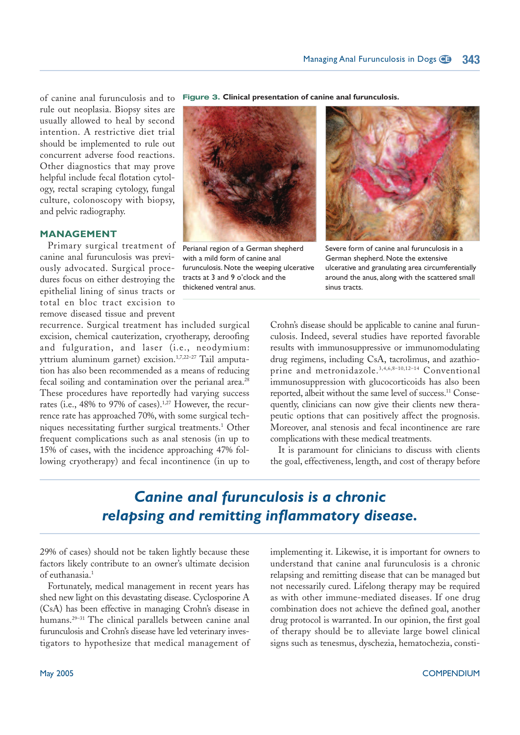of canine anal furunculosis and to rule out neoplasia. Biopsy sites are usually allowed to heal by second intention. A restrictive diet trial should be implemented to rule out concurrent adverse food reactions. Other diagnostics that may prove helpful include fecal flotation cytology, rectal scraping cytology, fungal culture, colonoscopy with biopsy, and pelvic radiography.

**Figure 3.** Clinical presentation of canine anal furunculosis.

Perianal region of a German shepherd with a mild form of canine anal furunculosis. Note the weeping ulcerative tracts at 3 and 9 o'clock and the thickened ventral anus.

Severe form of canine anal furunculosis in a German shepherd. Note the extensive ulcerative and granulating area circumferentially around the anus, along with the scattered small sinus tracts.

## MANAGEMENT

Primary surgical treatment of canine anal furunculosis was previously advocated. Surgical procedures focus on either destroying the epithelial lining of sinus tracts or total en bloc tract excision to remove diseased tissue and prevent recurrence. Surgical treatment has included surgical excision, chemical cauterization, cryotherapy, deroofing and fulguration, and laser (i.e., neodymium: yttrium aluminum garnet) excision.[1,7,22–27] Tail amputation has also been recommended as a means of reducing fecal soiling and contamination over the perianal area.[28] These procedures have reportedly had varying success rates (i.e., 48% to 97% of cases).[1,27] However, the recurrence rate has approached 70%, with some surgical techniques necessitating further surgical treatments.[1] Other frequent complications such as anal stenosis (in up to 15% of cases, with the incidence approaching 47% following cryotherapy) and fecal incontinence (in up to 29% of cases) should not be taken lightly because these factors likely contribute to an owner's ultimate decision of euthanasia.[1]

Fortunately, medical management in recent years has shed new light on this devastating disease. Cyclosporine A (CsA) has been effective in managing Crohn's disease in humans.[29–31] The clinical parallels between canine anal furunculosis and Crohn's disease have led veterinary investigators to hypothesize that medical management of Crohn's disease should be applicable to canine anal furunculosis. Indeed, several studies have reported favorable results with immunosuppressive or immunomodulating drug regimens, including CsA, tacrolimus, and azathioprine and metronidazole.[3,4,6,8–10,12–14] Conventional immunosuppression with glucocorticoids has also been reported, albeit without the same level of success.[11] Consequently, clinicians can now give their clients new therapeutic options that can positively affect the prognosis. Moreover, anal stenosis and fecal incontinence are rare complications with these medical treatments.

*Canine anal furunculosis is a chronic relapsing and remitting inflammatory disease.*

It is paramount for clinicians to discuss with clients the goal, effectiveness, length, and cost of therapy before implementing it. Likewise, it is important for owners to understand that canine anal furunculosis is a chronic relapsing and remitting disease that can be managed but not necessarily cured. Lifelong therapy may be required as with other immune-mediated diseases. If one drug combination does not achieve the defined goal, another drug protocol is warranted. In our opinion, the first goal of therapy should be to alleviate large bowel clinical signs such as tenesmus, dyschezia, hematochezia, consti-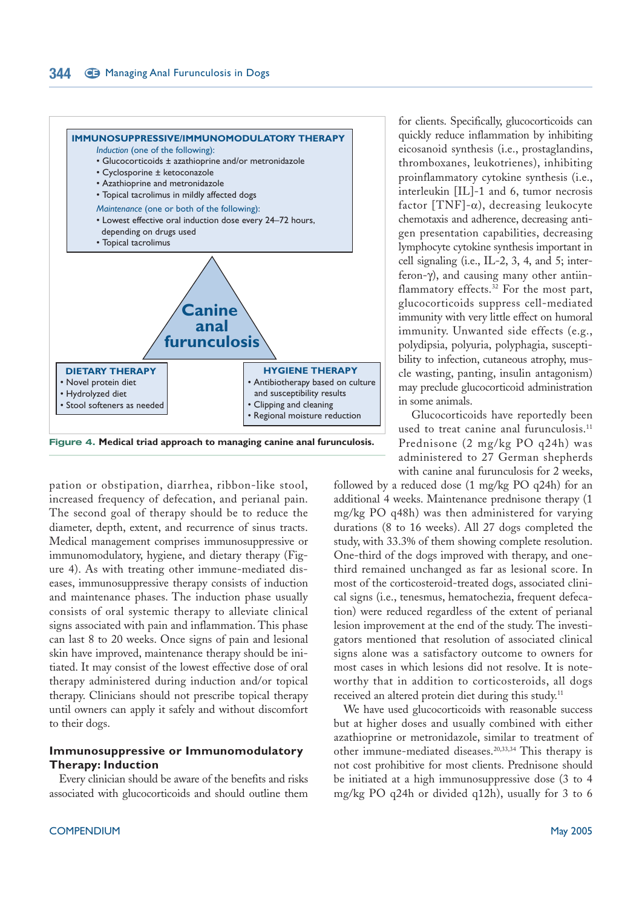**IMMUNOSUPPRESSIVE/IMMUNOMODULATORY THERAPY**

*Induction* (one of the following):

- Glucocorticoids ± azathioprine and/or metronidazole
- Cyclosporine ± ketoconazole
- Azathioprine and metronidazole
- Topical tacrolimus in mildly affected dogs

*Maintenance* (one or both of the following):

- Lowest effective oral induction dose every 24–72 hours, depending on drugs used
- Topical tacrolimus

**Canine anal furunculosis**

**DIETARY THERAPY**

- Novel protein diet
- Hydrolyzed diet
- Stool softeners as needed

**HYGIENE THERAPY**

- Antibiotherapy based on culture and susceptibility results
- Clipping and cleaning
- Regional moisture reduction

**Figure 4. Medical triad approach to managing canine anal furunculosis.**

pation or obstipation, diarrhea, ribbon-like stool, increased frequency of defecation, and perianal pain. The second goal of therapy should be to reduce the diameter, depth, extent, and recurrence of sinus tracts. Medical management comprises immunosuppressive or immunomodulatory, hygiene, and dietary therapy (Figure 4). As with treating other immune-mediated diseases, immunosuppressive therapy consists of induction and maintenance phases. The induction phase usually consists of oral systemic therapy to alleviate clinical signs associated with pain and inflammation. This phase can last 8 to 20 weeks. Once signs of pain and lesional skin have improved, maintenance therapy should be initiated. It may consist of the lowest effective dose of oral therapy administered during induction and/or topical therapy. Clinicians should not prescribe topical therapy until owners can apply it safely and without discomfort to their dogs.

## Immunosuppressive or Immunomodulatory Therapy: Induction

Every clinician should be aware of the benefits and risks associated with glucocorticoids and should outline them for clients. Specifically, glucocorticoids can quickly reduce inflammation by inhibiting eicosanoid synthesis (i.e., prostaglandins, thromboxanes, leukotrienes), inhibiting proinflammatory cytokine synthesis (i.e., interleukin [IL]-1 and 6, tumor necrosis factor [TNF]-α), decreasing leukocyte chemotaxis and adherence, decreasing antigen presentation capabilities, decreasing lymphocyte cytokine synthesis important in cell signaling (i.e., IL-2, 3, 4, and 5; interferon-γ), and causing many other antiinflammatory effects.[32] For the most part, glucocorticoids suppress cell-mediated immunity with very little effect on humoral immunity. Unwanted side effects (e.g., polydipsia, polyuria, polyphagia, susceptibility to infection, cutaneous atrophy, muscle wasting, panting, insulin antagonism) may preclude glucocorticoid administration in some animals.

Glucocorticoids have reportedly been used to treat canine anal furunculosis.[11] Prednisone (2 mg/kg PO q24h) was administered to 27 German shepherds with canine anal furunculosis for 2 weeks, followed by a reduced dose (1 mg/kg PO q24h) for an additional 4 weeks. Maintenance prednisone therapy (1 mg/kg PO q48h) was then administered for varying durations (8 to 16 weeks). All 27 dogs completed the study, with 33.3% of them showing complete resolution. One-third of the dogs improved with therapy, and one-third remained unchanged as far as lesional score. In most of the corticosteroid-treated dogs, associated clinical signs (i.e., tenesmus, hematochezia, frequent defecation) were reduced regardless of the extent of perianal lesion improvement at the end of the study. The investigators mentioned that resolution of associated clinical signs alone was a satisfactory outcome to owners for most cases in which lesions did not resolve. It is noteworthy that in addition to corticosteroids, all dogs received an altered protein diet during this study.[11]

We have used glucocorticoids with reasonable success but at higher doses and usually combined with either azathioprine or metronidazole, similar to treatment of other immune-mediated diseases.[20,33,34] This therapy is not cost prohibitive for most clients. Prednisone should be initiated at a high immunosuppressive dose (3 to 4 mg/kg PO q24h or divided q12h), usually for 3 to 6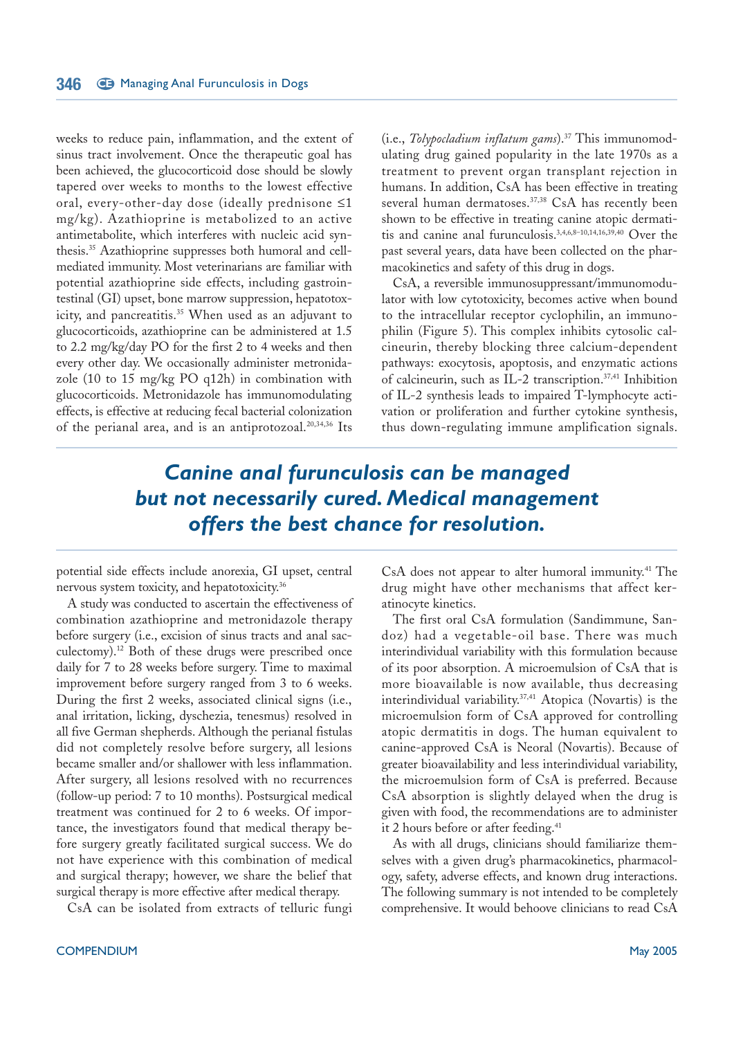weeks to reduce pain, inflammation, and the extent of sinus tract involvement. Once the therapeutic goal has been achieved, the glucocorticoid dose should be slowly tapered over weeks to months to the lowest effective oral, every-other-day dose (ideally prednisone ≤1 mg/kg). Azathioprine is metabolized to an active antimetabolite, which interferes with nucleic acid synthesis.[35] Azathioprine suppresses both humoral and cell-mediated immunity. Most veterinarians are familiar with potential azathioprine side effects, including gastrointestinal (GI) upset, bone marrow suppression, hepatotoxicity, and pancreatitis.[35] When used as an adjuvant to glucocorticoids, azathioprine can be administered at 1.5 to 2.2 mg/kg/day PO for the first 2 to 4 weeks and then every other day. We occasionally administer metronidazole (10 to 15 mg/kg PO q12h) in combination with glucocorticoids. Metronidazole has immunomodulating effects, is effective at reducing fecal bacterial colonization of the perianal area, and is an antiprotozoal.[20,34,36] Its potential side effects include anorexia, GI upset, central nervous system toxicity, and hepatotoxicity.[36]

A study was conducted to ascertain the effectiveness of combination azathioprine and metronidazole therapy before surgery (i.e., excision of sinus tracts and anal sacculectomy).[12] Both of these drugs were prescribed once daily for 7 to 28 weeks before surgery. Time to maximal improvement before surgery ranged from 3 to 6 weeks. During the first 2 weeks, associated clinical signs (i.e., anal irritation, licking, dyschezia, tenesmus) resolved in all five German shepherds. Although the perianal fistulas did not completely resolve before surgery, all lesions became smaller and/or shallower with less inflammation. After surgery, all lesions resolved with no recurrences (follow-up period: 7 to 10 months). Postsurgical medical treatment was continued for 2 to 6 weeks. Of importance, the investigators found that medical therapy before surgery greatly facilitated surgical success. We do not have experience with this combination of medical and surgical therapy; however, we share the belief that surgical therapy is more effective after medical therapy.

CsA can be isolated from extracts of telluric fungi (i.e., *Tolypocladium inflatum gams*).[37] This immunomodulating drug gained popularity in the late 1970s as a treatment to prevent organ transplant rejection in humans. In addition, CsA has been effective in treating several human dermatoses.[37,38] CsA has recently been shown to be effective in treating canine atopic dermatitis and canine anal furunculosis.[3,4,6,8–10,14,16,39,40] Over the past several years, data have been collected on the pharmacokinetics and safety of this drug in dogs.

CsA, a reversible immunosuppressant/immunomodulator with low cytotoxicity, becomes active when bound to the intracellular receptor cyclophilin, an immunophilin (Figure 5). This complex inhibits cytosolic calcineurin, thereby blocking three calcium-dependent pathways: exocytosis, apoptosis, and enzymatic actions of calcineurin, such as IL-2 transcription.[37,41] Inhibition of IL-2 synthesis leads to impaired T-lymphocyte activation or proliferation and further cytokine synthesis, thus down-regulating immune amplification signals. CsA does not appear to alter humoral immunity.[41] The drug might have other mechanisms that affect keratinocyte kinetics.

**_Canine anal furunculosis can be managed but not necessarily cured. Medical management offers the best chance for resolution._**

The first oral CsA formulation (Sandimmune, Sandoz) had a vegetable-oil base. There was much interindividual variability with this formulation because of its poor absorption. A microemulsion of CsA that is more bioavailable is now available, thus decreasing interindividual variability.[37,41] Atopica (Novartis) is the microemulsion form of CsA approved for controlling atopic dermatitis in dogs. The human equivalent to canine-approved CsA is Neoral (Novartis). Because of greater bioavailability and less interindividual variability, the microemulsion form of CsA is preferred. Because CsA absorption is slightly delayed when the drug is given with food, the recommendations are to administer it 2 hours before or after feeding.[41]

As with all drugs, clinicians should familiarize themselves with a given drug's pharmacokinetics, pharmacology, safety, adverse effects, and known drug interactions. The following summary is not intended to be completely comprehensive. It would behoove clinicians to read CsA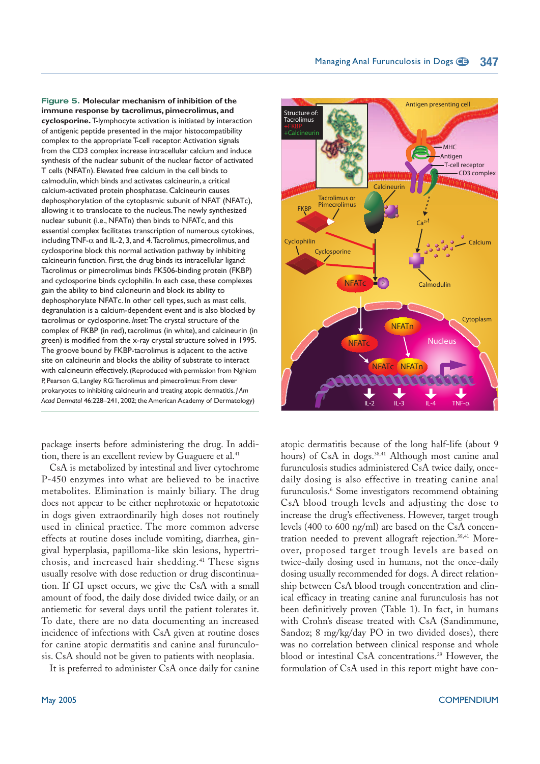**Figure 5. Molecular mechanism of inhibition of the immune response by tacrolimus, pimecrolimus, and cyclosporine.** T-lymphocyte activation is initiated by interaction of antigenic peptide presented in the major histocompatibility complex to the appropriate T-cell receptor. Activation signals from the CD3 complex increase intracellular calcium and induce synthesis of the nuclear subunit of the nuclear factor of activated T cells (NFATn). Elevated free calcium in the cell binds to calmodulin, which binds and activates calcineurin, a critical calcium-activated protein phosphatase. Calcineurin causes dephosphorylation of the cytoplasmic subunit of NFAT (NFATc), allowing it to translocate to the nucleus. The newly synthesized nuclear subunit (i.e., NFATn) then binds to NFATc, and this essential complex facilitates transcription of numerous cytokines, including TNF-α and IL-2, 3, and 4. Tacrolimus, pimecrolimus, and cyclosporine block this normal activation pathway by inhibiting calcineurin function. First, the drug binds its intracellular ligand: Tacrolimus or pimecrolimus binds FK506-binding protein (FKBP) and cyclosporine binds cyclophilin. In each case, these complexes gain the ability to bind calcineurin and block its ability to dephosphorylate NFATc. In other cell types, such as mast cells, degranulation is a calcium-dependent event and is also blocked by tacrolimus or cyclosporine. *Inset:* The crystal structure of the complex of FKBP (in red), tacrolimus (in white), and calcineurin (in green) is modified from the x-ray crystal structure solved in 1995. The groove bound by FKBP-tacrolimus is adjacent to the active site on calcineurin and blocks the ability of substrate to interact with calcineurin effectively. (Reproduced with permission from Nghiem P, Pearson G, Langley RG: Tacrolimus and pimecrolimus: From clever prokaryotes to inhibiting calcineurin and treating atopic dermatitis. *J Am Acad Dermatol* 46:228–241, 2002; the American Academy of Dermatology)

package inserts before administering the drug. In addition, there is an excellent review by Guaguere et al.[41]

CsA is metabolized by intestinal and liver cytochrome P-450 enzymes into what are believed to be inactive metabolites. Elimination is mainly biliary. The drug does not appear to be either nephrotoxic or hepatotoxic in dogs given extraordinarily high doses not routinely used in clinical practice. The more common adverse effects at routine doses include vomiting, diarrhea, gingival hyperplasia, papilloma-like skin lesions, hypertrichosis, and increased hair shedding.[41] These signs usually resolve with dose reduction or drug discontinuation. If GI upset occurs, we give the CsA with a small amount of food, the daily dose divided twice daily, or an antiemetic for several days until the patient tolerates it. To date, there are no data documenting an increased incidence of infections with CsA given at routine doses for canine atopic dermatitis and canine anal furunculosis. CsA should not be given to patients with neoplasia.

It is preferred to administer CsA once daily for canine atopic dermatitis because of the long half-life (about 9 hours) of CsA in dogs.[38,41] Although most canine anal furunculosis studies administered CsA twice daily, once-daily dosing is also effective in treating canine anal furunculosis.[6] Some investigators recommend obtaining CsA blood trough levels and adjusting the dose to increase the drug's effectiveness. However, target trough levels (400 to 600 ng/ml) are based on the CsA concentration needed to prevent allograft rejection.[38,41] Moreover, proposed target trough levels are based on twice-daily dosing used in humans, not the once-daily dosing usually recommended for dogs. A direct relationship between CsA blood trough concentration and clinical efficacy in treating canine anal furunculosis has not been definitively proven (Table 1). In fact, in humans with Crohn's disease treated with CsA (Sandimmune, Sandoz; 8 mg/kg/day PO in two divided doses), there was no correlation between clinical response and whole blood or intestinal CsA concentrations.[29] However, the formulation of CsA used in this report might have con-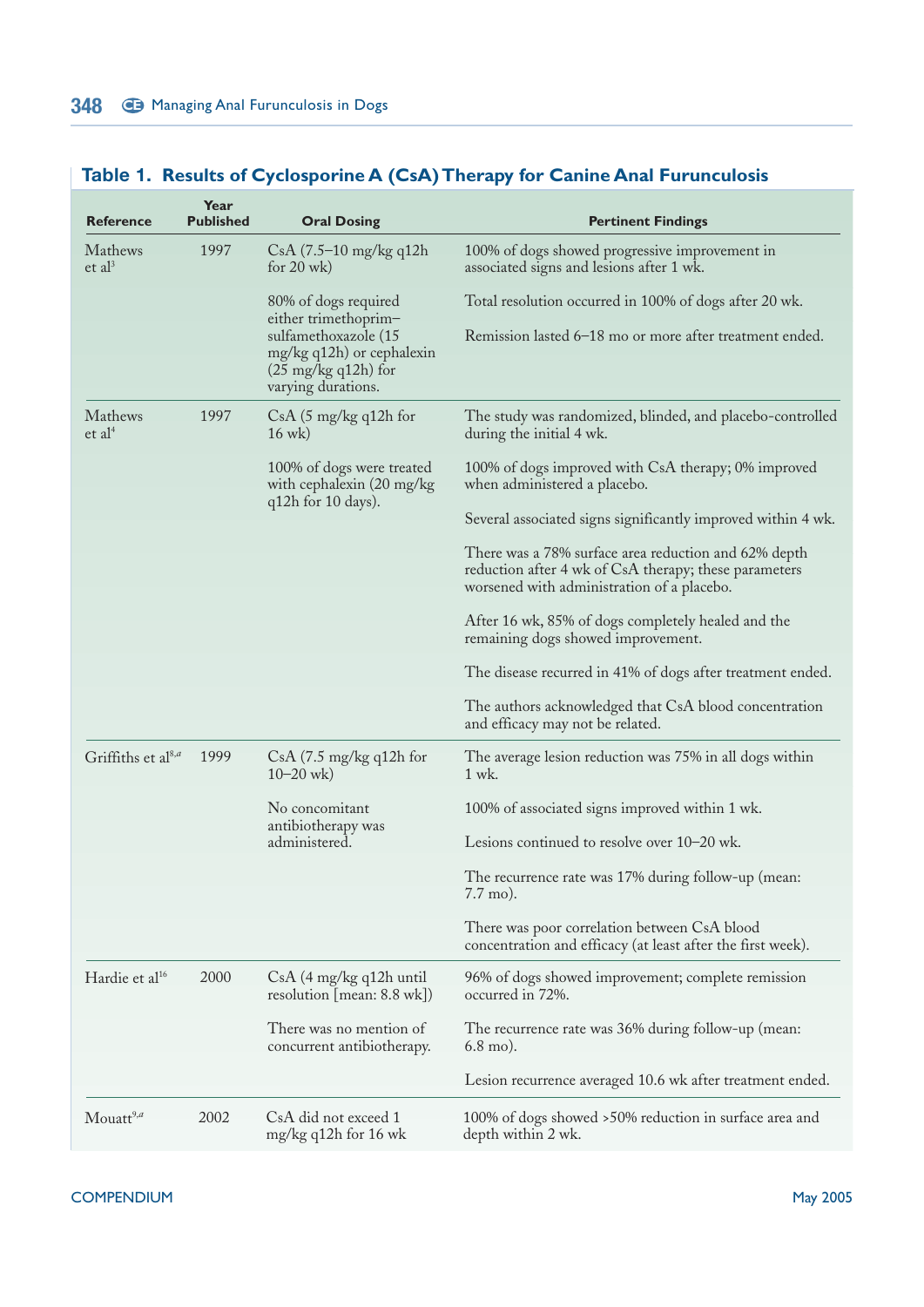## Table 1. Results of Cyclosporine A (CsA) Therapy for Canine Anal Furunculosis

| Reference | Year Published | Oral Dosing | Pertinent Findings |
|---|---|---|---|
| Mathews et al[3] | 1997 | CsA (7.5–10 mg/kg q12h for 20 wk)<br><br>80% of dogs required either trimethoprim–sulfamethoxazole (15 mg/kg q12h) or cephalexin (25 mg/kg q12h) for varying durations. | 100% of dogs showed progressive improvement in associated signs and lesions after 1 wk.<br><br>Total resolution occurred in 100% of dogs after 20 wk.<br><br>Remission lasted 6–18 mo or more after treatment ended. |
| Mathews et al[4] | 1997 | CsA (5 mg/kg q12h for 16 wk)<br><br>100% of dogs were treated with cephalexin (20 mg/kg q12h for 10 days). | The study was randomized, blinded, and placebo-controlled during the initial 4 wk.<br><br>100% of dogs improved with CsA therapy; 0% improved when administered a placebo.<br><br>Several associated signs significantly improved within 4 wk.<br><br>There was a 78% surface area reduction and 62% depth reduction after 4 wk of CsA therapy; these parameters worsened with administration of a placebo.<br><br>After 16 wk, 85% of dogs completely healed and the remaining dogs showed improvement.<br><br>The disease recurred in 41% of dogs after treatment ended.<br><br>The authors acknowledged that CsA blood concentration and efficacy may not be related. |
| Griffiths et al[8,a] | 1999 | CsA (7.5 mg/kg q12h for 10–20 wk)<br><br>No concomitant antibiotherapy was administered. | The average lesion reduction was 75% in all dogs within 1 wk.<br><br>100% of associated signs improved within 1 wk.<br><br>Lesions continued to resolve over 10–20 wk.<br><br>The recurrence rate was 17% during follow-up (mean: 7.7 mo).<br><br>There was poor correlation between CsA blood concentration and efficacy (at least after the first week). |
| Hardie et al[16] | 2000 | CsA (4 mg/kg q12h until resolution [mean: 8.8 wk])<br><br>There was no mention of concurrent antibiotherapy. | 96% of dogs showed improvement; complete remission occurred in 72%.<br><br>The recurrence rate was 36% during follow-up (mean: 6.8 mo).<br><br>Lesion recurrence averaged 10.6 wk after treatment ended. |
| Mouatt[9,a] | 2002 | CsA did not exceed 1 mg/kg q12h for 16 wk | 100% of dogs showed >50% reduction in surface area and depth within 2 wk. |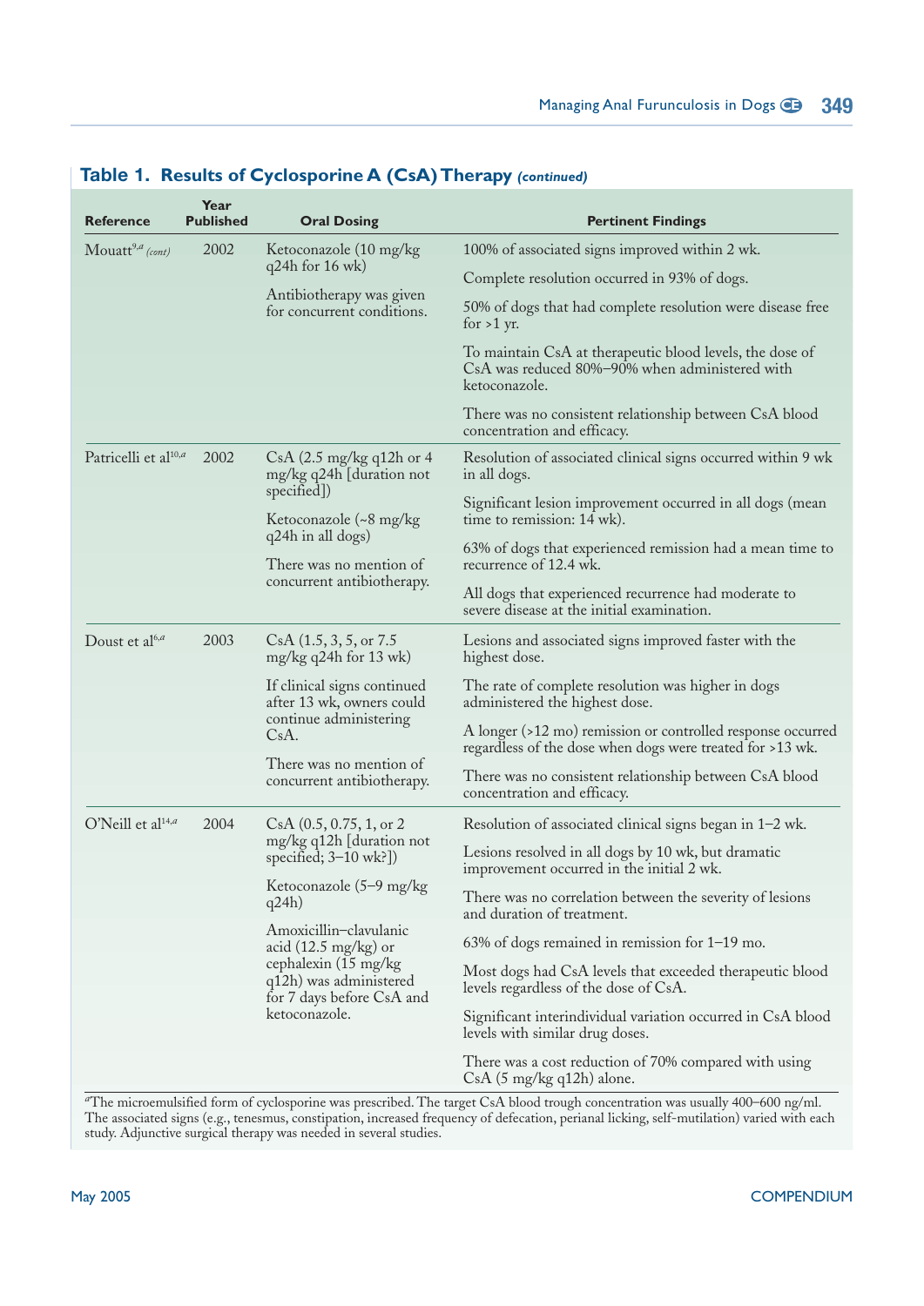## Table 1. Results of Cyclosporine A (CsA) Therapy *(continued)*

| Reference | Year Published | Oral Dosing | Pertinent Findings |
|---|---|---|---|
| Mouatt[9,a] *(cont)* | 2002 | Ketoconazole (10 mg/kg q24h for 16 wk)<br><br>Antibiotherapy was given for concurrent conditions. | 100% of associated signs improved within 2 wk.<br><br>Complete resolution occurred in 93% of dogs.<br><br>50% of dogs that had complete resolution were disease free for >1 yr.<br><br>To maintain CsA at therapeutic blood levels, the dose of CsA was reduced 80%–90% when administered with ketoconazole.<br><br>There was no consistent relationship between CsA blood concentration and efficacy. |
| Patricelli et al[10,a] | 2002 | CsA (2.5 mg/kg q12h or 4 mg/kg q24h [duration not specified])<br><br>Ketoconazole (~8 mg/kg q24h in all dogs)<br><br>There was no mention of concurrent antibiotherapy. | Resolution of associated clinical signs occurred within 9 wk in all dogs.<br><br>Significant lesion improvement occurred in all dogs (mean time to remission: 14 wk).<br><br>63% of dogs that experienced remission had a mean time to recurrence of 12.4 wk.<br><br>All dogs that experienced recurrence had moderate to severe disease at the initial examination. |
| Doust et al[6,a] | 2003 | CsA (1.5, 3, 5, or 7.5 mg/kg q24h for 13 wk)<br><br>If clinical signs continued after 13 wk, owners could continue administering CsA.<br><br>There was no mention of concurrent antibiotherapy. | Lesions and associated signs improved faster with the highest dose.<br><br>The rate of complete resolution was higher in dogs administered the highest dose.<br><br>A longer (>12 mo) remission or controlled response occurred regardless of the dose when dogs were treated for >13 wk.<br><br>There was no consistent relationship between CsA blood concentration and efficacy. |
| O'Neill et al[14,a] | 2004 | CsA (0.5, 0.75, 1, or 2 mg/kg q12h [duration not specified; 3–10 wk?])<br><br>Ketoconazole (5–9 mg/kg q24h)<br><br>Amoxicillin–clavulanic acid (12.5 mg/kg) or cephalexin (15 mg/kg q12h) was administered for 7 days before CsA and ketoconazole. | Resolution of associated clinical signs began in 1–2 wk.<br><br>Lesions resolved in all dogs by 10 wk, but dramatic improvement occurred in the initial 2 wk.<br><br>There was no correlation between the severity of lesions and duration of treatment.<br><br>63% of dogs remained in remission for 1–19 mo.<br><br>Most dogs had CsA levels that exceeded therapeutic blood levels regardless of the dose of CsA.<br><br>Significant interindividual variation occurred in CsA blood levels with similar drug doses.<br><br>There was a cost reduction of 70% compared with using CsA (5 mg/kg q12h) alone. |

[a]The microemulsified form of cyclosporine was prescribed. The target CsA blood trough concentration was usually 400–600 ng/ml. The associated signs (e.g., tenesmus, constipation, increased frequency of defecation, perianal licking, self-mutilation) varied with each study. Adjunctive surgical therapy was needed in several studies.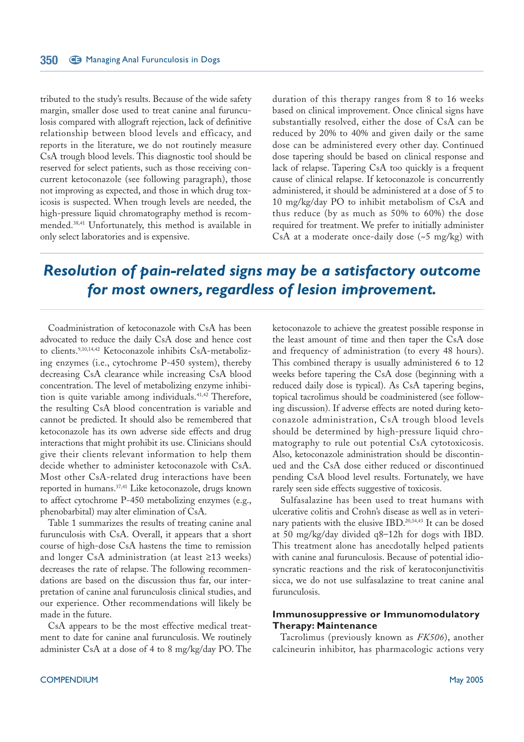tributed to the study's results. Because of the wide safety margin, smaller dose used to treat canine anal furunculosis compared with allograft rejection, lack of definitive relationship between blood levels and efficacy, and reports in the literature, we do not routinely measure CsA trough blood levels. This diagnostic tool should be reserved for select patients, such as those receiving concurrent ketoconazole (see following paragraph), those not improving as expected, and those in which drug toxicosis is suspected. When trough levels are needed, the high-pressure liquid chromatography method is recommended.[38,41] Unfortunately, this method is available in only select laboratories and is expensive.

**Resolution of pain-related signs may be a satisfactory outcome for most owners, regardless of lesion improvement.**

Coadministration of ketoconazole with CsA has been advocated to reduce the daily CsA dose and hence cost to clients.[9,10,14,42] Ketoconazole inhibits CsA-metabolizing enzymes (i.e., cytochrome P-450 system), thereby decreasing CsA clearance while increasing CsA blood concentration. The level of metabolizing enzyme inhibition is quite variable among individuals.[41,42] Therefore, the resulting CsA blood concentration is variable and cannot be predicted. It should also be remembered that ketoconazole has its own adverse side effects and drug interactions that might prohibit its use. Clinicians should give their clients relevant information to help them decide whether to administer ketoconazole with CsA. Most other CsA-related drug interactions have been reported in humans.[37,41] Like ketoconazole, drugs known to affect cytochrome P-450 metabolizing enzymes (e.g., phenobarbital) may alter elimination of CsA.

Table 1 summarizes the results of treating canine anal furunculosis with CsA. Overall, it appears that a short course of high-dose CsA hastens the time to remission and longer CsA administration (at least ≥13 weeks) decreases the rate of relapse. The following recommendations are based on the discussion thus far, our interpretation of canine anal furunculosis clinical studies, and our experience. Other recommendations will likely be made in the future.

CsA appears to be the most effective medical treatment to date for canine anal furunculosis. We routinely administer CsA at a dose of 4 to 8 mg/kg/day PO. The duration of this therapy ranges from 8 to 16 weeks based on clinical improvement. Once clinical signs have substantially resolved, either the dose of CsA can be reduced by 20% to 40% and given daily or the same dose can be administered every other day. Continued dose tapering should be based on clinical response and lack of relapse. Tapering CsA too quickly is a frequent cause of clinical relapse. If ketoconazole is concurrently administered, it should be administered at a dose of 5 to 10 mg/kg/day PO to inhibit metabolism of CsA and thus reduce (by as much as 50% to 60%) the dose required for treatment. We prefer to initially administer CsA at a moderate once-daily dose (~5 mg/kg) with ketoconazole to achieve the greatest possible response in the least amount of time and then taper the CsA dose and frequency of administration (to every 48 hours). This combined therapy is usually administered 6 to 12 weeks before tapering the CsA dose (beginning with a reduced daily dose is typical). As CsA tapering begins, topical tacrolimus should be coadministered (see following discussion). If adverse effects are noted during ketoconazole administration, CsA trough blood levels should be determined by high-pressure liquid chromatography to rule out potential CsA cytotoxicosis. Also, ketoconazole administration should be discontinued and the CsA dose either reduced or discontinued pending CsA blood level results. Fortunately, we have rarely seen side effects suggestive of toxicosis.

Sulfasalazine has been used to treat humans with ulcerative colitis and Crohn's disease as well as in veterinary patients with the elusive IBD.[20,34,43] It can be dosed at 50 mg/kg/day divided q8–12h for dogs with IBD. This treatment alone has anecdotally helped patients with canine anal furunculosis. Because of potential idiosyncratic reactions and the risk of keratoconjunctivitis sicca, we do not use sulfasalazine to treat canine anal furunculosis.

### Immunosuppressive or Immunomodulatory Therapy: Maintenance

Tacrolimus (previously known as *FK506*), another calcineurin inhibitor, has pharmacologic actions very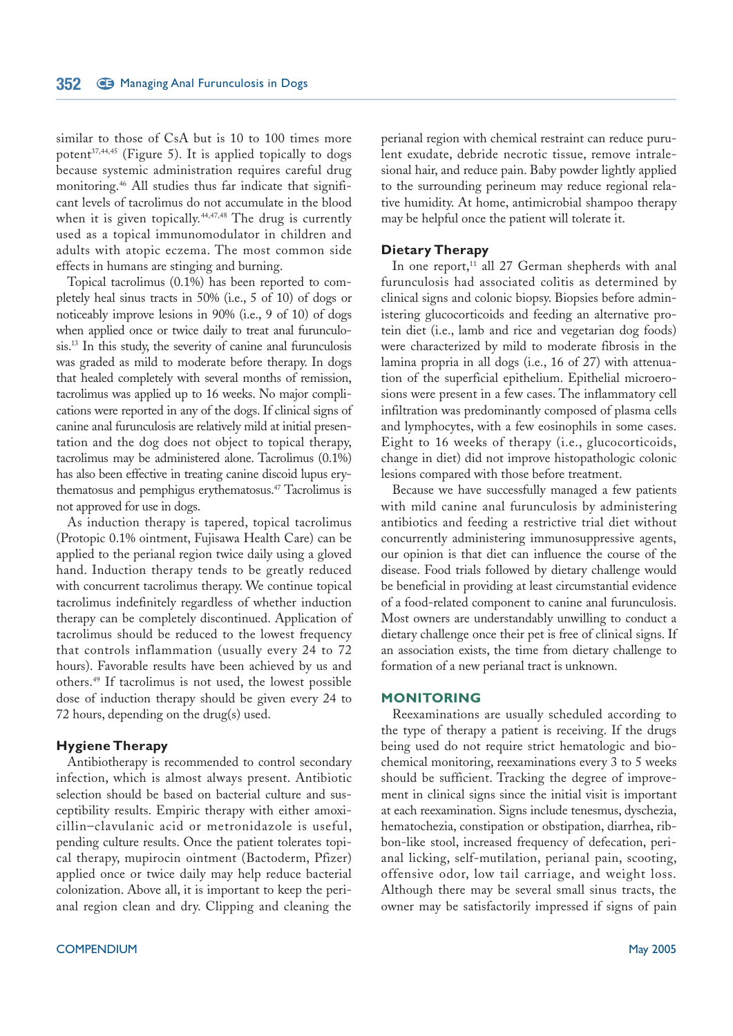similar to those of CsA but is 10 to 100 times more potent[37,44,45] (Figure 5). It is applied topically to dogs because systemic administration requires careful drug monitoring.[46] All studies thus far indicate that significant levels of tacrolimus do not accumulate in the blood when it is given topically.[44,47,48] The drug is currently used as a topical immunomodulator in children and adults with atopic eczema. The most common side effects in humans are stinging and burning.

Topical tacrolimus (0.1%) has been reported to completely heal sinus tracts in 50% (i.e., 5 of 10) of dogs or noticeably improve lesions in 90% (i.e., 9 of 10) of dogs when applied once or twice daily to treat anal furunculosis.[13] In this study, the severity of canine anal furunculosis was graded as mild to moderate before therapy. In dogs that healed completely with several months of remission, tacrolimus was applied up to 16 weeks. No major complications were reported in any of the dogs. If clinical signs of canine anal furunculosis are relatively mild at initial presentation and the dog does not object to topical therapy, tacrolimus may be administered alone. Tacrolimus (0.1%) has also been effective in treating canine discoid lupus erythematosus and pemphigus erythematosus.[47] Tacrolimus is not approved for use in dogs.

As induction therapy is tapered, topical tacrolimus (Protopic 0.1% ointment, Fujisawa Health Care) can be applied to the perianal region twice daily using a gloved hand. Induction therapy tends to be greatly reduced with concurrent tacrolimus therapy. We continue topical tacrolimus indefinitely regardless of whether induction therapy can be completely discontinued. Application of tacrolimus should be reduced to the lowest frequency that controls inflammation (usually every 24 to 72 hours). Favorable results have been achieved by us and others.[49] If tacrolimus is not used, the lowest possible dose of induction therapy should be given every 24 to 72 hours, depending on the drug(s) used.

### Hygiene Therapy

Antibiotherapy is recommended to control secondary infection, which is almost always present. Antibiotic selection should be based on bacterial culture and susceptibility results. Empiric therapy with either amoxicillin–clavulanic acid or metronidazole is useful, pending culture results. Once the patient tolerates topical therapy, mupirocin ointment (Bactoderm, Pfizer) applied once or twice daily may help reduce bacterial colonization. Above all, it is important to keep the perianal region clean and dry. Clipping and cleaning the perianal region with chemical restraint can reduce purulent exudate, debride necrotic tissue, remove intralesional hair, and reduce pain. Baby powder lightly applied to the surrounding perineum may reduce regional relative humidity. At home, antimicrobial shampoo therapy may be helpful once the patient will tolerate it.

### Dietary Therapy

In one report,[11] all 27 German shepherds with anal furunculosis had associated colitis as determined by clinical signs and colonic biopsy. Biopsies before administering glucocorticoids and feeding an alternative protein diet (i.e., lamb and rice and vegetarian dog foods) were characterized by mild to moderate fibrosis in the lamina propria in all dogs (i.e., 16 of 27) with attenuation of the superficial epithelium. Epithelial microerosions were present in a few cases. The inflammatory cell infiltration was predominantly composed of plasma cells and lymphocytes, with a few eosinophils in some cases. Eight to 16 weeks of therapy (i.e., glucocorticoids, change in diet) did not improve histopathologic colonic lesions compared with those before treatment.

Because we have successfully managed a few patients with mild canine anal furunculosis by administering antibiotics and feeding a restrictive trial diet without concurrently administering immunosuppressive agents, our opinion is that diet can influence the course of the disease. Food trials followed by dietary challenge would be beneficial in providing at least circumstantial evidence of a food-related component to canine anal furunculosis. Most owners are understandably unwilling to conduct a dietary challenge once their pet is free of clinical signs. If an association exists, the time from dietary challenge to formation of a new perianal tract is unknown.

## MONITORING

Reexaminations are usually scheduled according to the type of therapy a patient is receiving. If the drugs being used do not require strict hematologic and biochemical monitoring, reexaminations every 3 to 5 weeks should be sufficient. Tracking the degree of improvement in clinical signs since the initial visit is important at each reexamination. Signs include tenesmus, dyschezia, hematochezia, constipation or obstipation, diarrhea, ribbon-like stool, increased frequency of defecation, perianal licking, self-mutilation, perianal pain, scooting, offensive odor, low tail carriage, and weight loss. Although there may be several small sinus tracts, the owner may be satisfactorily impressed if signs of pain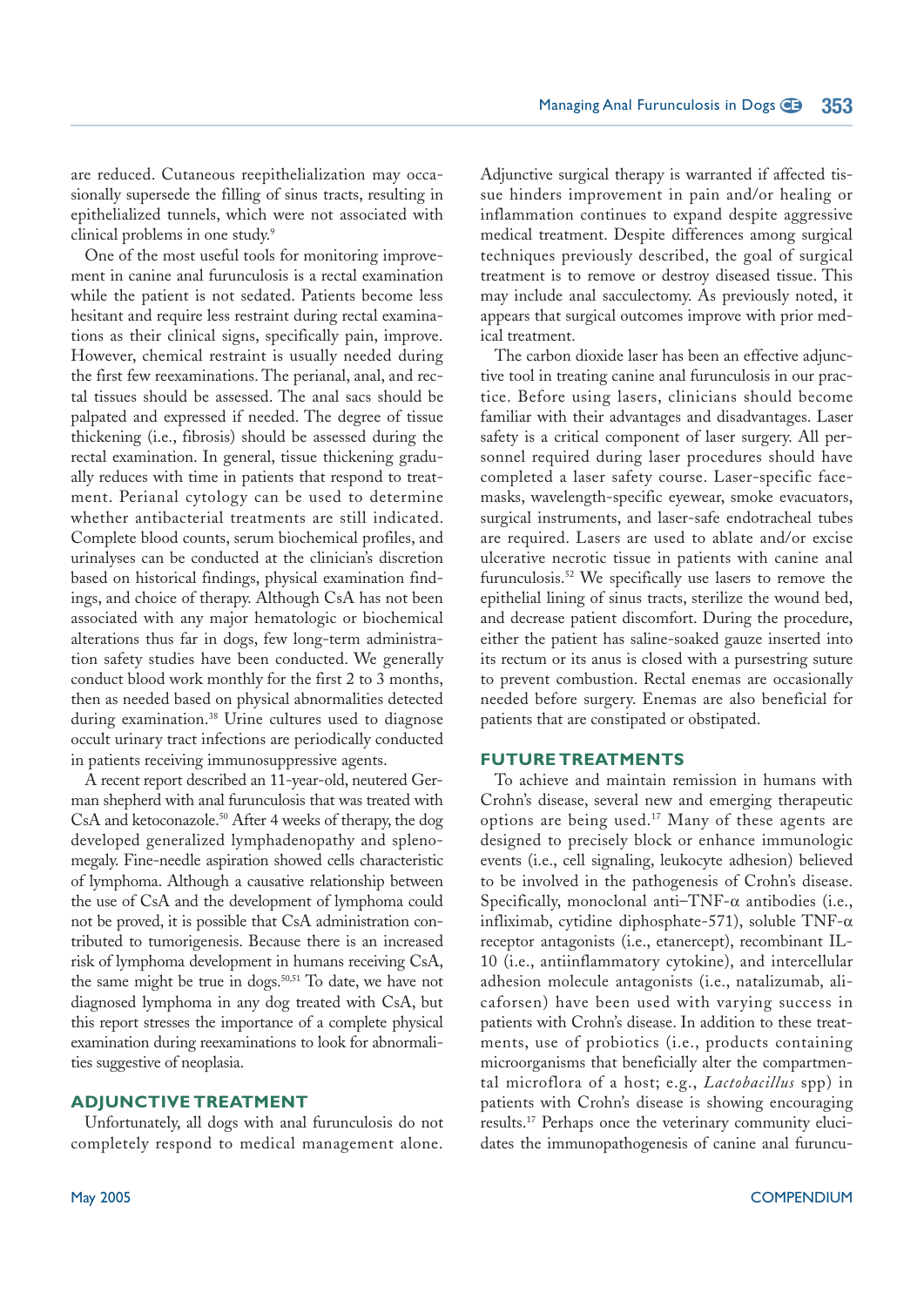are reduced. Cutaneous reepithelialization may occasionally supersede the filling of sinus tracts, resulting in epithelialized tunnels, which were not associated with clinical problems in one study.[9]

One of the most useful tools for monitoring improvement in canine anal furunculosis is a rectal examination while the patient is not sedated. Patients become less hesitant and require less restraint during rectal examinations as their clinical signs, specifically pain, improve. However, chemical restraint is usually needed during the first few reexaminations. The perianal, anal, and rectal tissues should be assessed. The anal sacs should be palpated and expressed if needed. The degree of tissue thickening (i.e., fibrosis) should be assessed during the rectal examination. In general, tissue thickening gradually reduces with time in patients that respond to treatment. Perianal cytology can be used to determine whether antibacterial treatments are still indicated. Complete blood counts, serum biochemical profiles, and urinalyses can be conducted at the clinician's discretion based on historical findings, physical examination findings, and choice of therapy. Although CsA has not been associated with any major hematologic or biochemical alterations thus far in dogs, few long-term administration safety studies have been conducted. We generally conduct blood work monthly for the first 2 to 3 months, then as needed based on physical abnormalities detected during examination.[38] Urine cultures used to diagnose occult urinary tract infections are periodically conducted in patients receiving immunosuppressive agents.

A recent report described an 11-year-old, neutered German shepherd with anal furunculosis that was treated with CsA and ketoconazole.[50] After 4 weeks of therapy, the dog developed generalized lymphadenopathy and splenomegaly. Fine-needle aspiration showed cells characteristic of lymphoma. Although a causative relationship between the use of CsA and the development of lymphoma could not be proved, it is possible that CsA administration contributed to tumorigenesis. Because there is an increased risk of lymphoma development in humans receiving CsA, the same might be true in dogs.[50,51] To date, we have not diagnosed lymphoma in any dog treated with CsA, but this report stresses the importance of a complete physical examination during reexaminations to look for abnormalities suggestive of neoplasia.

## ADJUNCTIVE TREATMENT

Unfortunately, all dogs with anal furunculosis do not completely respond to medical management alone. Adjunctive surgical therapy is warranted if affected tissue hinders improvement in pain and/or healing or inflammation continues to expand despite aggressive medical treatment. Despite differences among surgical techniques previously described, the goal of surgical treatment is to remove or destroy diseased tissue. This may include anal sacculectomy. As previously noted, it appears that surgical outcomes improve with prior medical treatment.

The carbon dioxide laser has been an effective adjunctive tool in treating canine anal furunculosis in our practice. Before using lasers, clinicians should become familiar with their advantages and disadvantages. Laser safety is a critical component of laser surgery. All personnel required during laser procedures should have completed a laser safety course. Laser-specific facemasks, wavelength-specific eyewear, smoke evacuators, surgical instruments, and laser-safe endotracheal tubes are required. Lasers are used to ablate and/or excise ulcerative necrotic tissue in patients with canine anal furunculosis.[52] We specifically use lasers to remove the epithelial lining of sinus tracts, sterilize the wound bed, and decrease patient discomfort. During the procedure, either the patient has saline-soaked gauze inserted into its rectum or its anus is closed with a pursestring suture to prevent combustion. Rectal enemas are occasionally needed before surgery. Enemas are also beneficial for patients that are constipated or obstipated.

## FUTURE TREATMENTS

To achieve and maintain remission in humans with Crohn's disease, several new and emerging therapeutic options are being used.[17] Many of these agents are designed to precisely block or enhance immunologic events (i.e., cell signaling, leukocyte adhesion) believed to be involved in the pathogenesis of Crohn's disease. Specifically, monoclonal anti–TNF-α antibodies (i.e., infliximab, cytidine diphosphate-571), soluble TNF-α receptor antagonists (i.e., etanercept), recombinant IL-10 (i.e., antiinflammatory cytokine), and intercellular adhesion molecule antagonists (i.e., natalizumab, alicaforsen) have been used with varying success in patients with Crohn's disease. In addition to these treatments, use of probiotics (i.e., products containing microorganisms that beneficially alter the compartmental microflora of a host; e.g., *Lactobacillus* spp) in patients with Crohn's disease is showing encouraging results.[17] Perhaps once the veterinary community elucidates the immunopathogenesis of canine anal furuncu-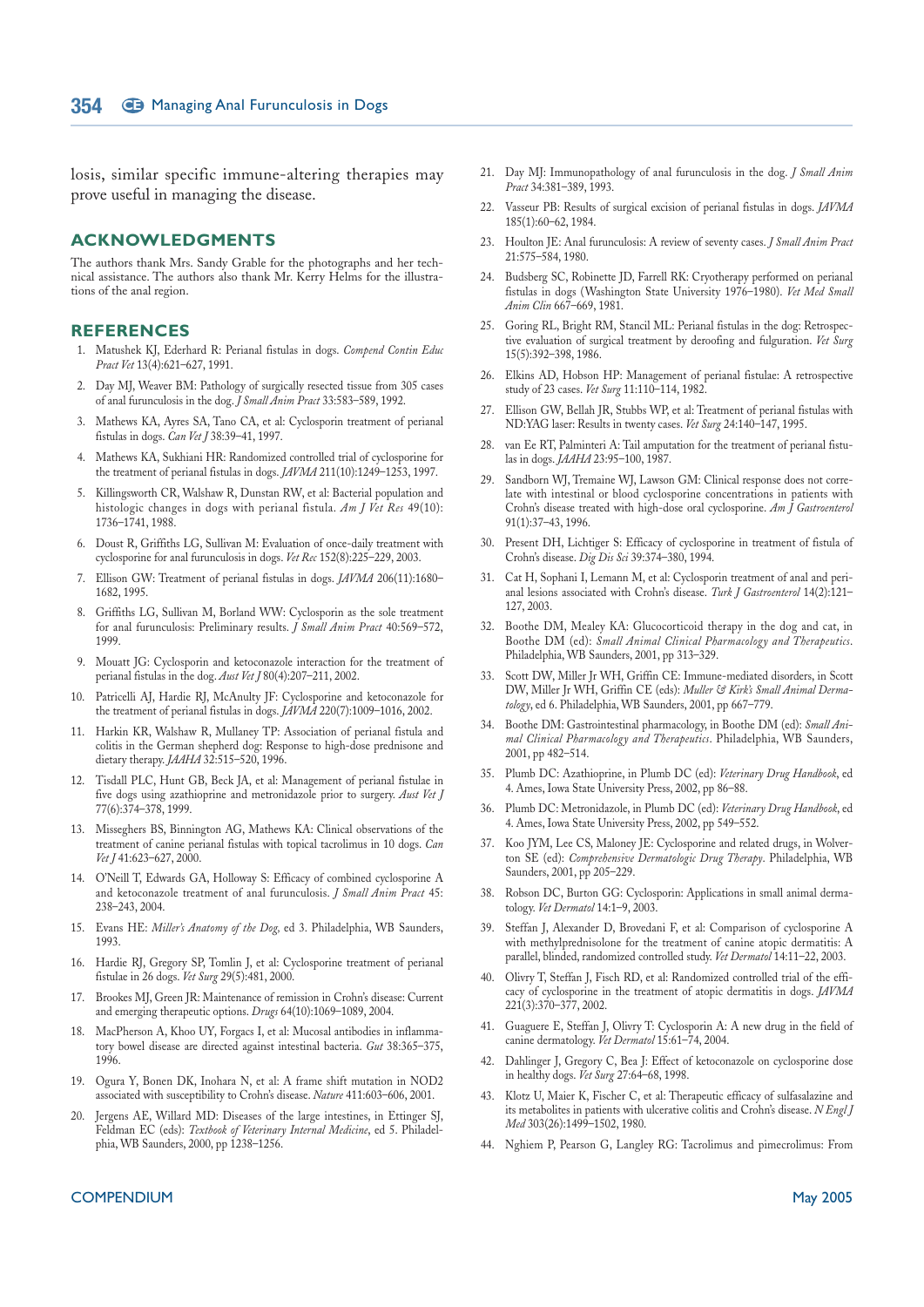losis, similar specific immune-altering therapies may prove useful in managing the disease.

## ACKNOWLEDGMENTS

The authors thank Mrs. Sandy Grable for the photographs and her technical assistance. The authors also thank Mr. Kerry Helms for the illustrations of the anal region.

## REFERENCES

1. Matushek KJ, Ederhard R: Perianal fistulas in dogs. *Compend Contin Educ Pract Vet* 13(4):621–627, 1991.
2. Day MJ, Weaver BM: Pathology of surgically resected tissue from 305 cases of anal furunculosis in the dog. *J Small Anim Pract* 33:583–589, 1992.
3. Mathews KA, Ayres SA, Tano CA, et al: Cyclosporin treatment of perianal fistulas in dogs. *Can Vet J* 38:39–41, 1997.
4. Mathews KA, Sukhiani HR: Randomized controlled trial of cyclosporine for the treatment of perianal fistulas in dogs. *JAVMA* 211(10):1249–1253, 1997.
5. Killingsworth CR, Walshaw R, Dunstan RW, et al: Bacterial population and histologic changes in dogs with perianal fistula. *Am J Vet Res* 49(10): 1736–1741, 1988.
6. Doust R, Griffiths LG, Sullivan M: Evaluation of once-daily treatment with cyclosporine for anal furunculosis in dogs. *Vet Rec* 152(8):225–229, 2003.
7. Ellison GW: Treatment of perianal fistulas in dogs. *JAVMA* 206(11):1680–1682, 1995.
8. Griffiths LG, Sullivan M, Borland WW: Cyclosporin as the sole treatment for anal furunculosis: Preliminary results. *J Small Anim Pract* 40:569–572, 1999.
9. Mouatt JG: Cyclosporin and ketoconazole interaction for the treatment of perianal fistulas in the dog. *Aust Vet J* 80(4):207–211, 2002.
10. Patricelli AJ, Hardie RJ, McAnulty JF: Cyclosporine and ketoconazole for the treatment of perianal fistulas in dogs. *JAVMA* 220(7):1009–1016, 2002.
11. Harkin KR, Walshaw R, Mullaney TP: Association of perianal fistula and colitis in the German shepherd dog: Response to high-dose prednisone and dietary therapy. *JAAHA* 32:515–520, 1996.
12. Tisdall PLC, Hunt GB, Beck JA, et al: Management of perianal fistulae in five dogs using azathioprine and metronidazole prior to surgery. *Aust Vet J* 77(6):374–378, 1999.
13. Misseghers BS, Binnington AG, Mathews KA: Clinical observations of the treatment of canine perianal fistulas with topical tacrolimus in 10 dogs. *Can Vet J* 41:623–627, 2000.
14. O'Neill T, Edwards GA, Holloway S: Efficacy of combined cyclosporine A and ketoconazole treatment of anal furunculosis. *J Small Anim Pract* 45: 238–243, 2004.
15. Evans HE: *Miller's Anatomy of the Dog,* ed 3. Philadelphia, WB Saunders, 1993.
16. Hardie RJ, Gregory SP, Tomlin J, et al: Cyclosporine treatment of perianal fistulae in 26 dogs. *Vet Surg* 29(5):481, 2000.
17. Brookes MJ, Green JR: Maintenance of remission in Crohn's disease: Current and emerging therapeutic options. *Drugs* 64(10):1069–1089, 2004.
18. MacPherson A, Khoo UY, Forgacs I, et al: Mucosal antibodies in inflammatory bowel disease are directed against intestinal bacteria. *Gut* 38:365–375, 1996.
19. Ogura Y, Bonen DK, Inohara N, et al: A frame shift mutation in NOD2 associated with susceptibility to Crohn's disease. *Nature* 411:603–606, 2001.
20. Jergens AE, Willard MD: Diseases of the large intestines, in Ettinger SJ, Feldman EC (eds): *Textbook of Veterinary Internal Medicine*, ed 5. Philadelphia, WB Saunders, 2000, pp 1238–1256.
21. Day MJ: Immunopathology of anal furunculosis in the dog. *J Small Anim Pract* 34:381–389, 1993.
22. Vasseur PB: Results of surgical excision of perianal fistulas in dogs. *JAVMA* 185(1):60–62, 1984.
23. Houlton JE: Anal furunculosis: A review of seventy cases. *J Small Anim Pract* 21:575–584, 1980.
24. Budsberg SC, Robinette JD, Farrell RK: Cryotherapy performed on perianal fistulas in dogs (Washington State University 1976–1980). *Vet Med Small Anim Clin* 667–669, 1981.
25. Goring RL, Bright RM, Stancil ML: Perianal fistulas in the dog: Retrospective evaluation of surgical treatment by deroofing and fulguration. *Vet Surg* 15(5):392–398, 1986.
26. Elkins AD, Hobson HP: Management of perianal fistulae: A retrospective study of 23 cases. *Vet Surg* 11:110–114, 1982.
27. Ellison GW, Bellah JR, Stubbs WP, et al: Treatment of perianal fistulas with ND:YAG laser: Results in twenty cases. *Vet Surg* 24:140–147, 1995.
28. van Ee RT, Palminteri A: Tail amputation for the treatment of perianal fistulas in dogs. *JAAHA* 23:95–100, 1987.
29. Sandborn WJ, Tremaine WJ, Lawson GM: Clinical response does not correlate with intestinal or blood cyclosporine concentrations in patients with Crohn's disease treated with high-dose oral cyclosporine. *Am J Gastroenterol* 91(1):37–43, 1996.
30. Present DH, Lichtiger S: Efficacy of cyclosporine in treatment of fistula of Crohn's disease. *Dig Dis Sci* 39:374–380, 1994.
31. Cat H, Sophani I, Lemann M, et al: Cyclosporin treatment of anal and perianal lesions associated with Crohn's disease. *Turk J Gastroenterol* 14(2):121–127, 2003.
32. Boothe DM, Mealey KA: Glucocorticoid therapy in the dog and cat, in Boothe DM (ed): *Small Animal Clinical Pharmacology and Therapeutics*. Philadelphia, WB Saunders, 2001, pp 313–329.
33. Scott DW, Miller Jr WH, Griffin CE: Immune-mediated disorders, in Scott DW, Miller Jr WH, Griffin CE (eds): *Muller & Kirk's Small Animal Dermatology*, ed 6. Philadelphia, WB Saunders, 2001, pp 667–779.
34. Boothe DM: Gastrointestinal pharmacology, in Boothe DM (ed): *Small Animal Clinical Pharmacology and Therapeutics*. Philadelphia, WB Saunders, 2001, pp 482–514.
35. Plumb DC: Azathioprine, in Plumb DC (ed): *Veterinary Drug Handbook*, ed 4. Ames, Iowa State University Press, 2002, pp 86–88.
36. Plumb DC: Metronidazole, in Plumb DC (ed): *Veterinary Drug Handbook*, ed 4. Ames, Iowa State University Press, 2002, pp 549–552.
37. Koo JYM, Lee CS, Maloney JE: Cyclosporine and related drugs, in Wolverton SE (ed): *Comprehensive Dermatologic Drug Therapy*. Philadelphia, WB Saunders, 2001, pp 205–229.
38. Robson DC, Burton GG: Cyclosporin: Applications in small animal dermatology. *Vet Dermatol* 14:1–9, 2003.
39. Steffan J, Alexander D, Brovedani F, et al: Comparison of cyclosporine A with methylprednisolone for the treatment of canine atopic dermatitis: A parallel, blinded, randomized controlled study. *Vet Dermatol* 14:11–22, 2003.
40. Olivry T, Steffan J, Fisch RD, et al: Randomized controlled trial of the efficacy of cyclosporine in the treatment of atopic dermatitis in dogs. *JAVMA* 221(3):370–377, 2002.
41. Guaguere E, Steffan J, Olivry T: Cyclosporin A: A new drug in the field of canine dermatology. *Vet Dermatol* 15:61–74, 2004.
42. Dahlinger J, Gregory C, Bea J: Effect of ketoconazole on cyclosporine dose in healthy dogs. *Vet Surg* 27:64–68, 1998.
43. Klotz U, Maier K, Fischer C, et al: Therapeutic efficacy of sulfasalazine and its metabolites in patients with ulcerative colitis and Crohn's disease. *N Engl J Med* 303(26):1499–1502, 1980.
44. Nghiem P, Pearson G, Langley RG: Tacrolimus and pimecrolimus: From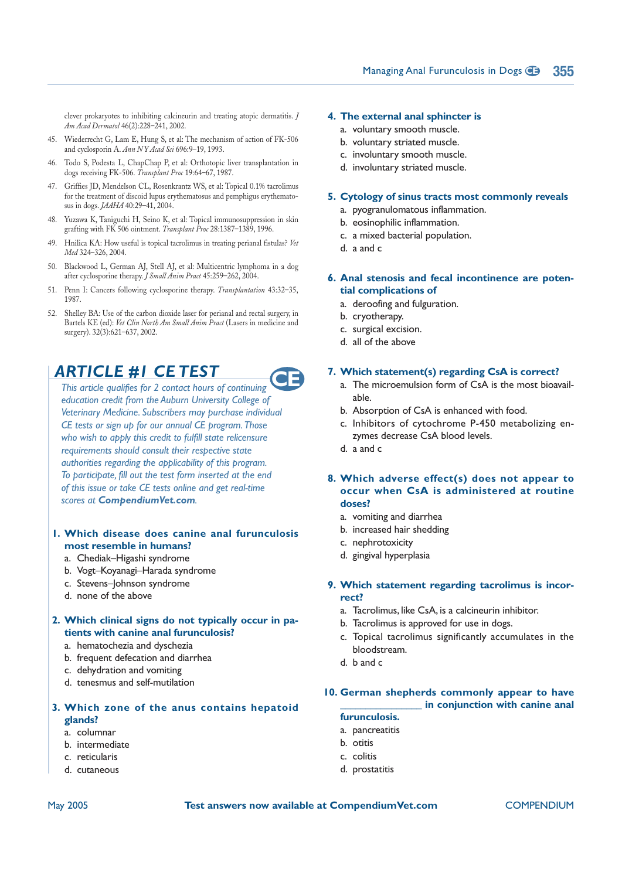clever prokaryotes to inhibiting calcineurin and treating atopic dermatitis. *J Am Acad Dermatol* 46(2):228–241, 2002.

45. Wiederrecht G, Lam E, Hung S, et al: The mechanism of action of FK-506 and cyclosporin A. *Ann NY Acad Sci* 696:9–19, 1993.

46. Todo S, Podesta L, ChapChap P, et al: Orthotopic liver transplantation in dogs receiving FK-506. *Transplant Proc* 19:64–67, 1987.

47. Griffies JD, Mendelson CL, Rosenkrantz WS, et al: Topical 0.1% tacrolimus for the treatment of discoid lupus erythematosus and pemphigus erythematosus in dogs. *JAAHA* 40:29–41, 2004.

48. Yuzawa K, Taniguchi H, Seino K, et al: Topical immunosuppression in skin grafting with FK 506 ointment. *Transplant Proc* 28:1387–1389, 1996.

49. Hnilica KA: How useful is topical tacrolimus in treating perianal fistulas? *Vet Med* 324–326, 2004.

50. Blackwood L, German AJ, Stell AJ, et al: Multicentric lymphoma in a dog after cyclosporine therapy. *J Small Anim Pract* 45:259–262, 2004.

51. Penn I: Cancers following cyclosporine therapy. *Transplantation* 43:32–35, 1987.

52. Shelley BA: Use of the carbon dioxide laser for perianal and rectal surgery, in Bartels KE (ed): *Vet Clin North Am Small Anim Pract* (Lasers in medicine and surgery). 32(3):621–637, 2002.

## ARTICLE #1 CE TEST

*This article qualifies for 2 contact hours of continuing education credit from the Auburn University College of Veterinary Medicine. Subscribers may purchase individual CE tests or sign up for our annual CE program. Those who wish to apply this credit to fulfill state relicensure requirements should consult their respective state authorities regarding the applicability of this program. To participate, fill out the test form inserted at the end of this issue or take CE tests online and get real-time scores at* ***CompendiumVet.com****.*

**1. Which disease does canine anal furunculosis most resemble in humans?**

a. Chediak–Higashi syndrome
b. Vogt–Koyanagi–Harada syndrome
c. Stevens–Johnson syndrome
d. none of the above

**2. Which clinical signs do not typically occur in patients with canine anal furunculosis?**

a. hematochezia and dyschezia
b. frequent defecation and diarrhea
c. dehydration and vomiting
d. tenesmus and self-mutilation

**3. Which zone of the anus contains hepatoid glands?**

a. columnar
b. intermediate
c. reticularis
d. cutaneous

**4. The external anal sphincter is**

a. voluntary smooth muscle.
b. voluntary striated muscle.
c. involuntary smooth muscle.
d. involuntary striated muscle.

**5. Cytology of sinus tracts most commonly reveals**

a. pyogranulomatous inflammation.
b. eosinophilic inflammation.
c. a mixed bacterial population.
d. a and c

**6. Anal stenosis and fecal incontinence are potential complications of**

a. deroofing and fulguration.
b. cryotherapy.
c. surgical excision.
d. all of the above

**7. Which statement(s) regarding CsA is correct?**

a. The microemulsion form of CsA is the most bioavailable.
b. Absorption of CsA is enhanced with food.
c. Inhibitors of cytochrome P-450 metabolizing enzymes decrease CsA blood levels.
d. a and c

**8. Which adverse effect(s) does not appear to occur when CsA is administered at routine doses?**

a. vomiting and diarrhea
b. increased hair shedding
c. nephrotoxicity
d. gingival hyperplasia

**9. Which statement regarding tacrolimus is incorrect?**

a. Tacrolimus, like CsA, is a calcineurin inhibitor.
b. Tacrolimus is approved for use in dogs.
c. Topical tacrolimus significantly accumulates in the bloodstream.
d. b and c

**10. German shepherds commonly appear to have \_\_\_\_\_\_\_\_\_\_\_\_\_\_\_ in conjunction with canine anal furunculosis.**

a. pancreatitis
b. otitis
c. colitis
d. prostatitis

**Test answers now available at CompendiumVet.com**